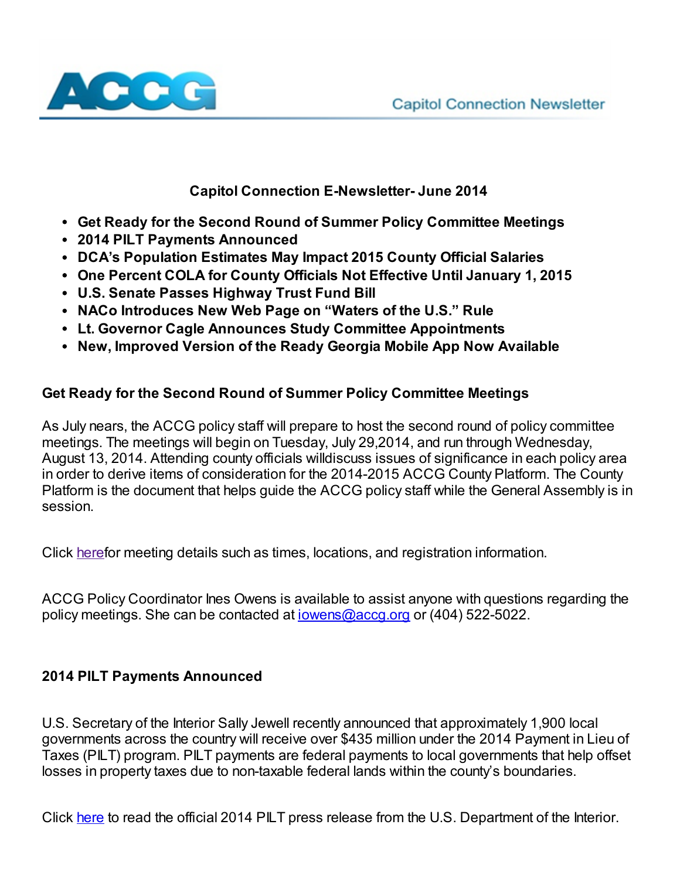ACCG

Capitol Connection Newsletter

## Capitol Connection E-Newsletter- June 2014

- **Get Ready for the Second Round of Summer Policy Committee Meetings**
- **2014 PILT Payments Announced**
- **DCA's Population Estimates May Impact 2015 County Official Salaries**
- **One Percent COLA for County Officials Not Effective Until January 1, 2015**
- **U.S. Senate Passes Highway Trust Fund Bill**
- **NACo Introduces New Web Page on "Waters of the U.S." Rule**
- **Lt. Governor Cagle Announces Study Committee Appointments**
- **New, Improved Version of the Ready Georgia Mobile App Now Available**

### Get Ready for the Second Round of Summer Policy Committee Meetings

As July nears, the ACCG policy staff will prepare to host the second round of policy committee meetings. The meetings will begin on Tuesday, July 29,2014, and run through Wednesday, August 13, 2014. Attending county officials willdiscuss issues of significance in each policy area in order to derive items of consideration for the 2014-2015 ACCG County Platform. The County Platform is the document that helps guide the ACCG policy staff while the General Assembly is in session.

Click herefor meeting details such as times, locations, and registration information.

ACCG Policy Coordinator Ines Owens is available to assist anyone with questions regarding the policy meetings. She can be contacted at iowens@accg.org or (404) 522-5022.

### 2014 PILT Payments Announced

U.S. Secretary of the Interior Sally Jewell recently announced that approximately 1,900 local governments across the country will receive over $435 million under the 2014 Payment in Lieu of Taxes (PILT) program. PILT payments are federal payments to local governments that help offset losses in property taxes due to non-taxable federal lands within the county's boundaries.

Click here to read the official 2014 PILT press release from the U.S. Department of the Interior.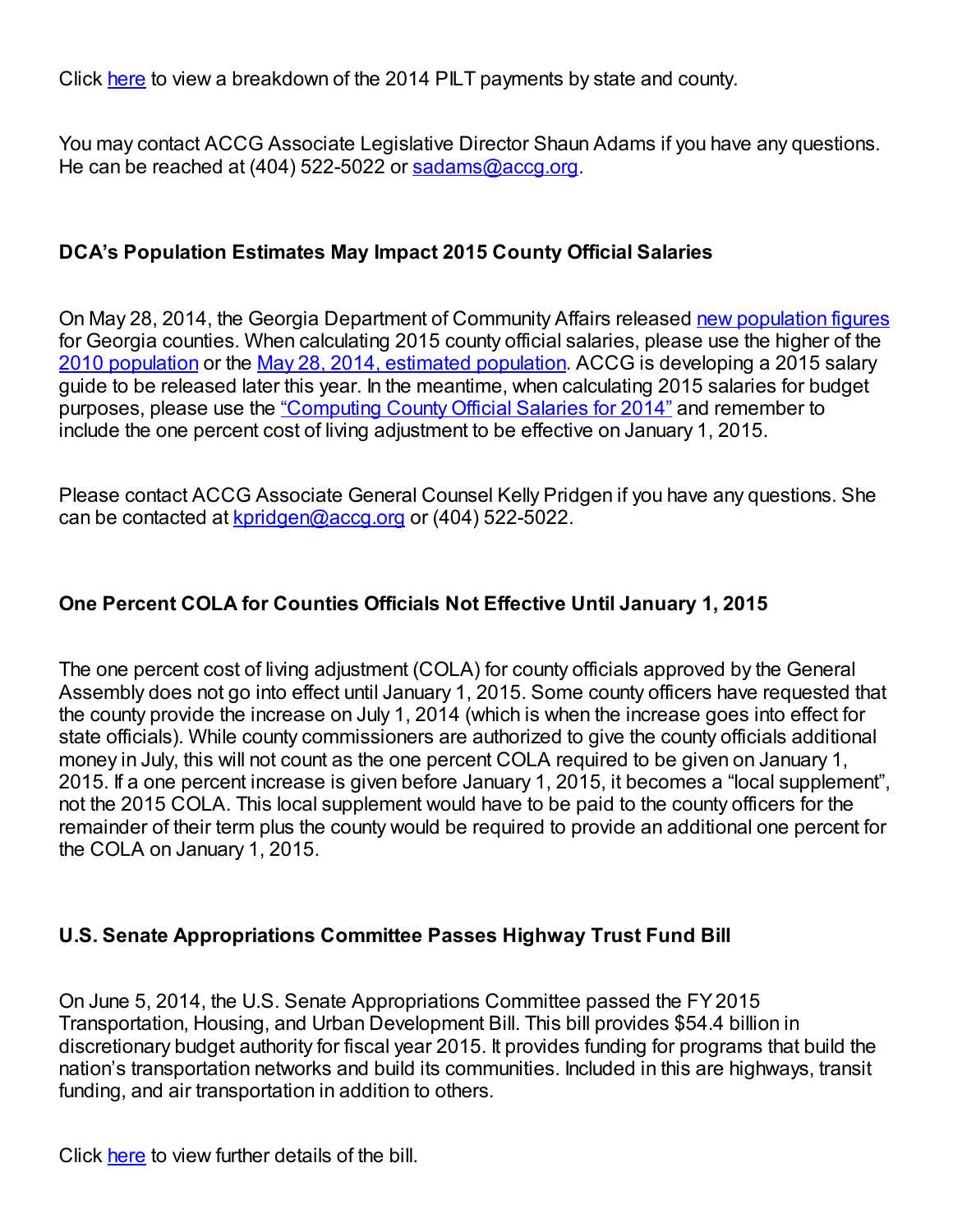Click here to view a breakdown of the 2014 PILT payments by state and county.

You may contact ACCG Associate Legislative Director Shaun Adams if you have any questions. He can be reached at (404) 522-5022 or sadams@accg.org.

**DCA's Population Estimates May Impact 2015 County Official Salaries**

On May 28, 2014, the Georgia Department of Community Affairs released new population figures for Georgia counties. When calculating 2015 county official salaries, please use the higher of the 2010 population or the May 28, 2014, estimated population. ACCG is developing a 2015 salary guide to be released later this year. In the meantime, when calculating 2015 salaries for budget purposes, please use the "Computing County Official Salaries for 2014" and remember to include the one percent cost of living adjustment to be effective on January 1, 2015.

Please contact ACCG Associate General Counsel Kelly Pridgen if you have any questions. She can be contacted at kpridgen@accg.org or (404) 522-5022.

**One Percent COLA for Counties Officials Not Effective Until January 1, 2015**

The one percent cost of living adjustment (COLA) for county officials approved by the General Assembly does not go into effect until January 1, 2015. Some county officers have requested that the county provide the increase on July 1, 2014 (which is when the increase goes into effect for state officials). While county commissioners are authorized to give the county officials additional money in July, this will not count as the one percent COLA required to be given on January 1, 2015. If a one percent increase is given before January 1, 2015, it becomes a "local supplement", not the 2015 COLA. This local supplement would have to be paid to the county officers for the remainder of their term plus the county would be required to provide an additional one percent for the COLA on January 1, 2015.

**U.S. Senate Appropriations Committee Passes Highway Trust Fund Bill**

On June 5, 2014, the U.S. Senate Appropriations Committee passed the FY2015 Transportation, Housing, and Urban Development Bill. This bill provides $54.4 billion in discretionary budget authority for fiscal year 2015. It provides funding for programs that build the nation's transportation networks and build its communities. Included in this are highways, transit funding, and air transportation in addition to others.

Click here to view further details of the bill.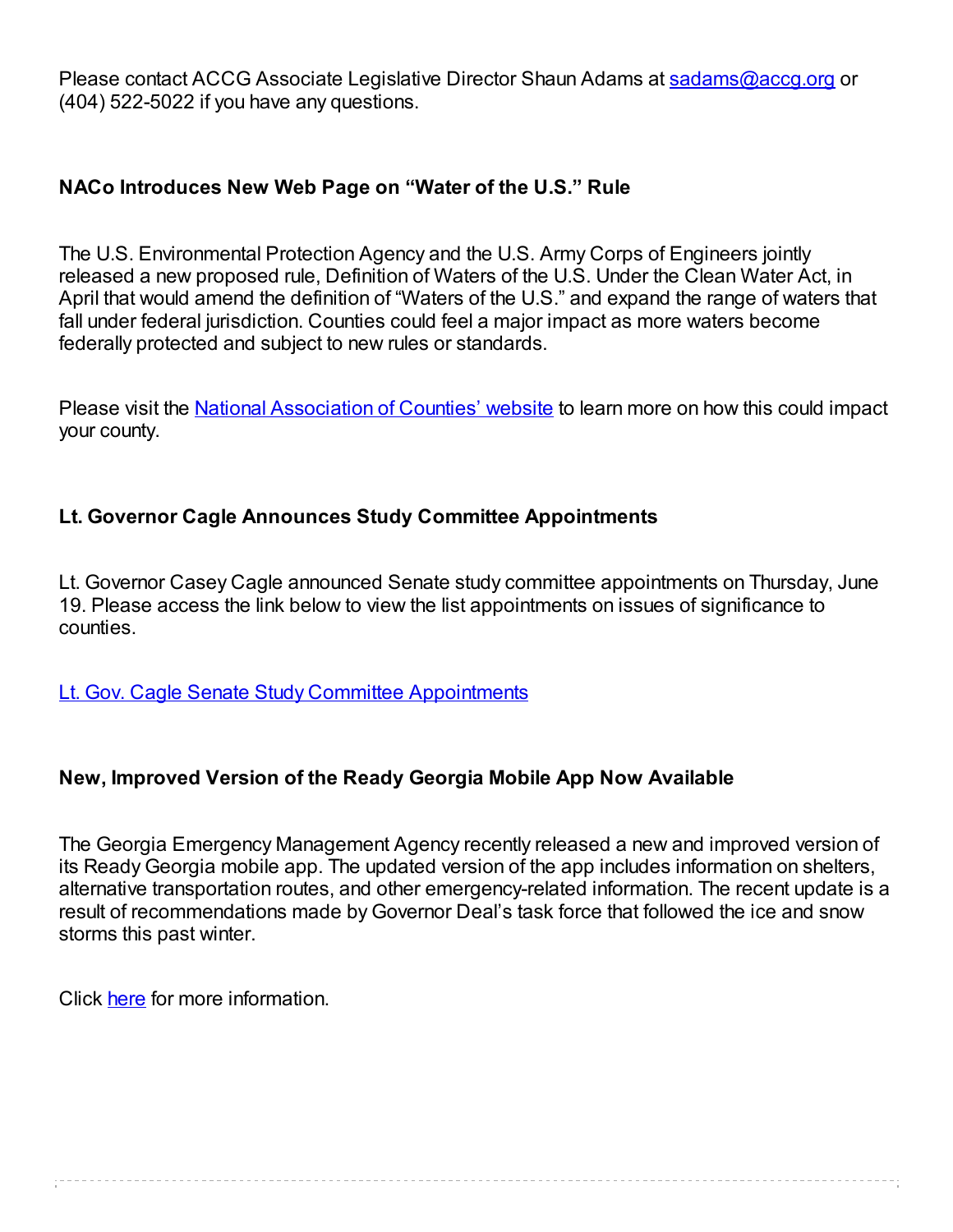Please contact ACCG Associate Legislative Director Shaun Adams at sadams@accg.org or (404) 522-5022 if you have any questions.

**NACo Introduces New Web Page on "Water of the U.S." Rule**

The U.S. Environmental Protection Agency and the U.S. Army Corps of Engineers jointly released a new proposed rule, Definition of Waters of the U.S. Under the Clean Water Act, in April that would amend the definition of "Waters of the U.S." and expand the range of waters that fall under federal jurisdiction. Counties could feel a major impact as more waters become federally protected and subject to new rules or standards.

Please visit the National Association of Counties' website to learn more on how this could impact your county.

**Lt. Governor Cagle Announces Study Committee Appointments**

Lt. Governor Casey Cagle announced Senate study committee appointments on Thursday, June 19. Please access the link below to view the list appointments on issues of significance to counties.

Lt. Gov. Cagle Senate Study Committee Appointments

**New, Improved Version of the Ready Georgia Mobile App Now Available**

The Georgia Emergency Management Agency recently released a new and improved version of its Ready Georgia mobile app. The updated version of the app includes information on shelters, alternative transportation routes, and other emergency-related information. The recent update is a result of recommendations made by Governor Deal's task force that followed the ice and snow storms this past winter.

Click here for more information.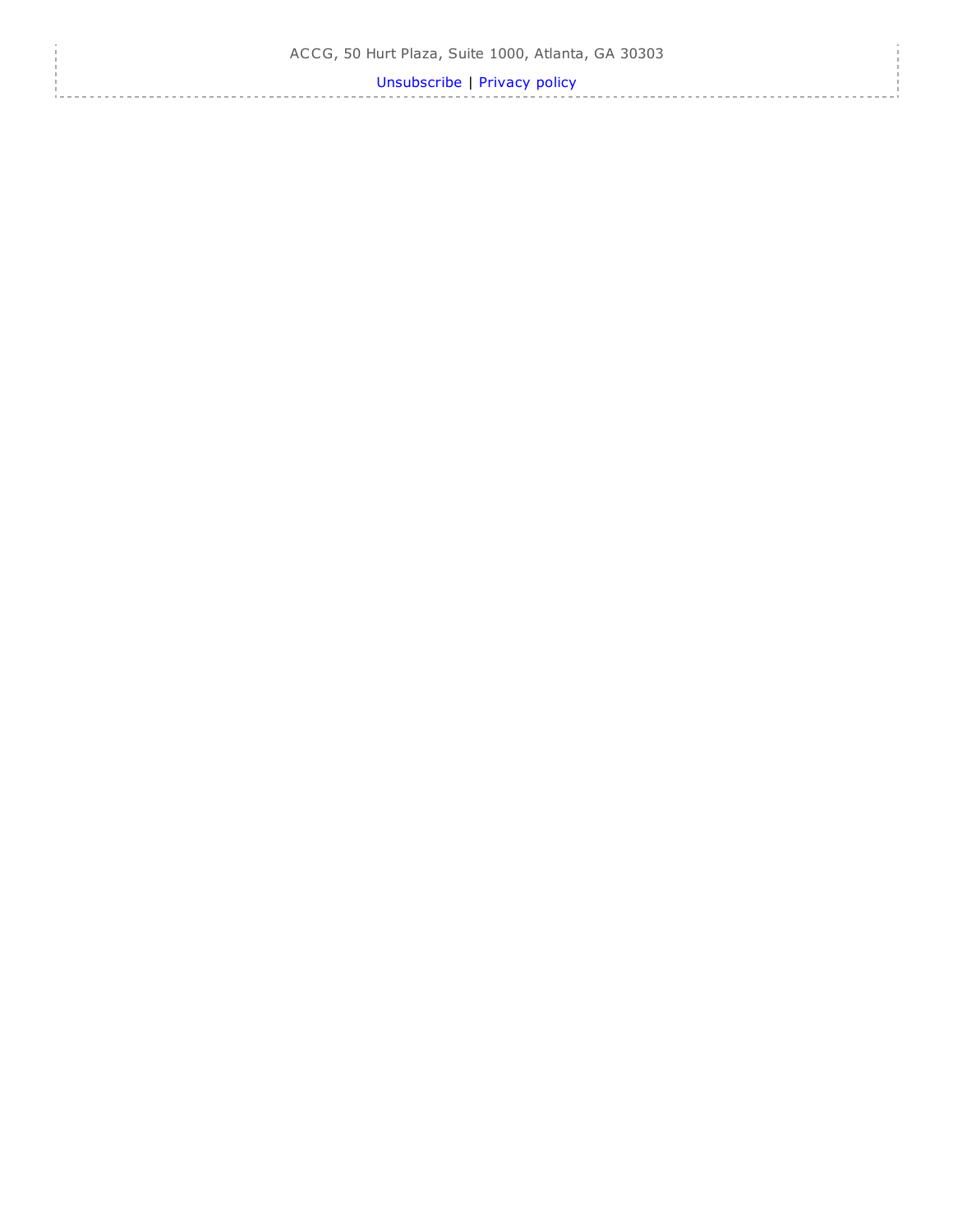ACCG, 50 Hurt Plaza, Suite 1000, Atlanta, GA 30303

Unsubscribe | Privacy policy